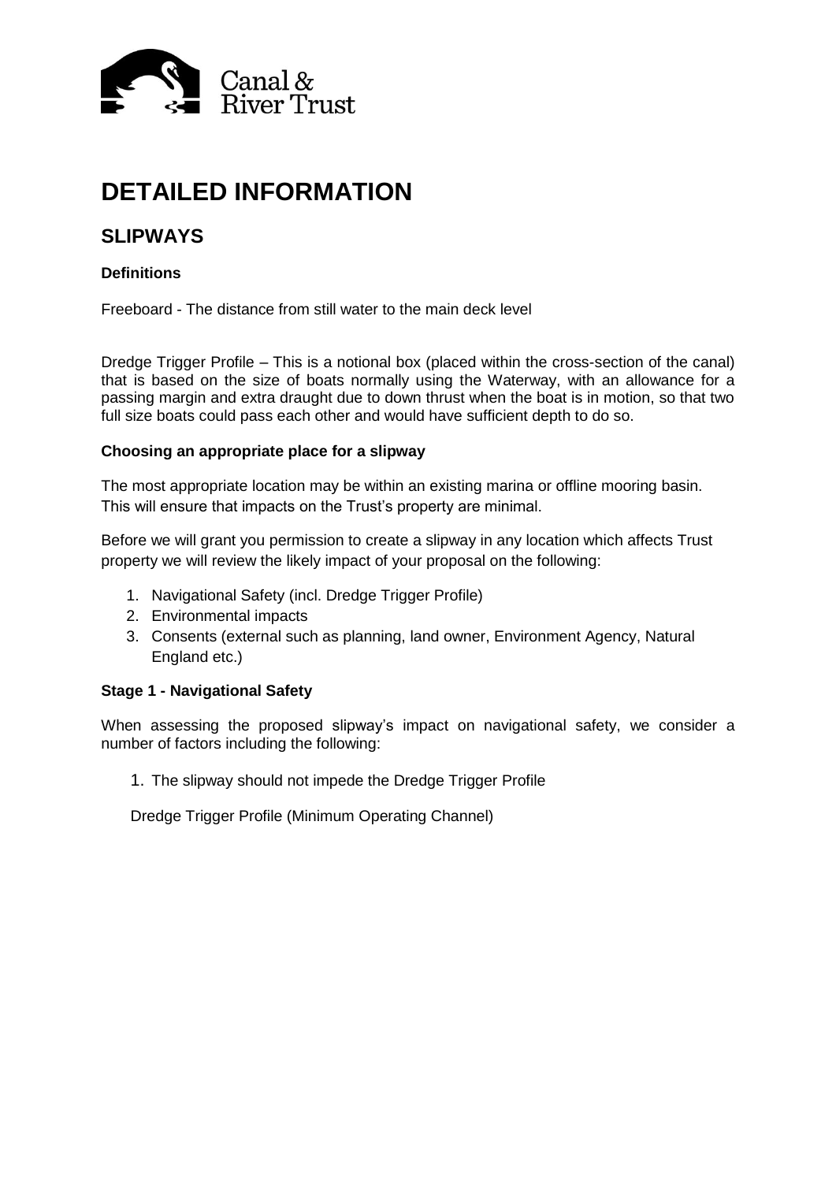# DETAILED INFORMATION

## SLIPWAYS

**Definitions**

Freeboard - The distance from still water to the main deck level

Dredge Trigger Profile – This is a notional box (placed within the cross-section of the canal) that is based on the size of boats normally using the Waterway, with an allowance for a passing margin and extra draught due to down thrust when the boat is in motion, so that two full size boats could pass each other and would have sufficient depth to do so.

**Choosing an appropriate place for a slipway**

The most appropriate location may be within an existing marina or offline mooring basin. This will ensure that impacts on the Trust's property are minimal.

Before we will grant you permission to create a slipway in any location which affects Trust property we will review the likely impact of your proposal on the following:

1. Navigational Safety (incl. Dredge Trigger Profile)
2. Environmental impacts
3. Consents (external such as planning, land owner, Environment Agency, Natural England etc.)

**Stage 1 - Navigational Safety**

When assessing the proposed slipway's impact on navigational safety, we consider a number of factors including the following:

1. The slipway should not impede the Dredge Trigger Profile

Dredge Trigger Profile (Minimum Operating Channel)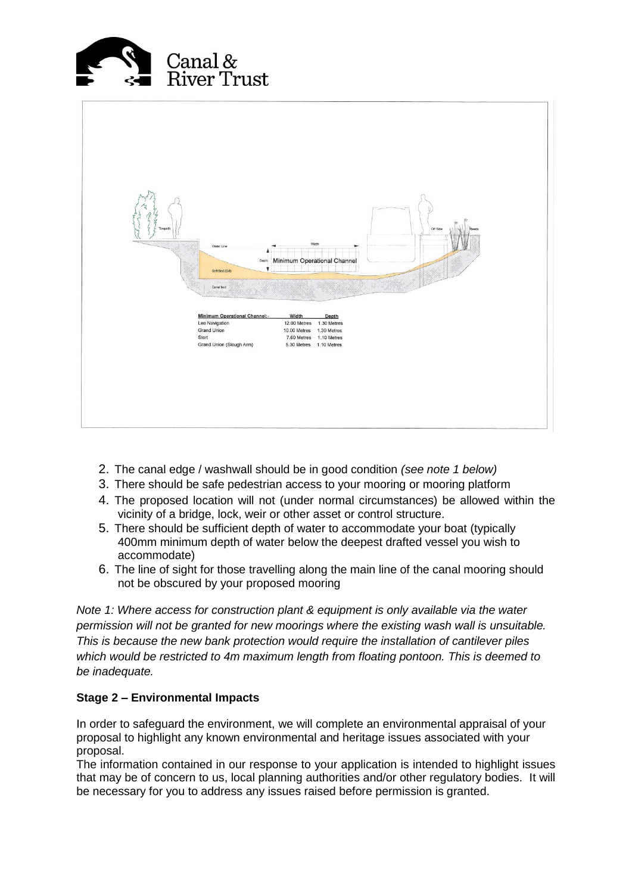Towpath

Off Side

Reeds

Water Line

Width

Depth

Minimum Operational Channel

Soft Bed (Silt)

Canal bed

| Minimum Operational Channel:- | Width | Depth |
|---|---|---|
| Lee Navigation | 12.00 Metres | 1.30 Metres |
| Grand Union | 10.00 Metres | 1.30 Metres |
| Stort | 7.60 Metres | 1.10 Metres |
| Grand Union (Slough Arm) | 5.30 Metres | 1.10 Metres |

2. The canal edge / washwall should be in good condition *(see note 1 below)*
3. There should be safe pedestrian access to your mooring or mooring platform
4. The proposed location will not (under normal circumstances) be allowed within the vicinity of a bridge, lock, weir or other asset or control structure.
5. There should be sufficient depth of water to accommodate your boat (typically 400mm minimum depth of water below the deepest drafted vessel you wish to accommodate)
6. The line of sight for those travelling along the main line of the canal mooring should not be obscured by your proposed mooring

*Note 1: Where access for construction plant & equipment is only available via the water permission will not be granted for new moorings where the existing wash wall is unsuitable. This is because the new bank protection would require the installation of cantilever piles which would be restricted to 4m maximum length from floating pontoon. This is deemed to be inadequate.*

**Stage 2 – Environmental Impacts**

In order to safeguard the environment, we will complete an environmental appraisal of your proposal to highlight any known environmental and heritage issues associated with your proposal.

The information contained in our response to your application is intended to highlight issues that may be of concern to us, local planning authorities and/or other regulatory bodies. It will be necessary for you to address any issues raised before permission is granted.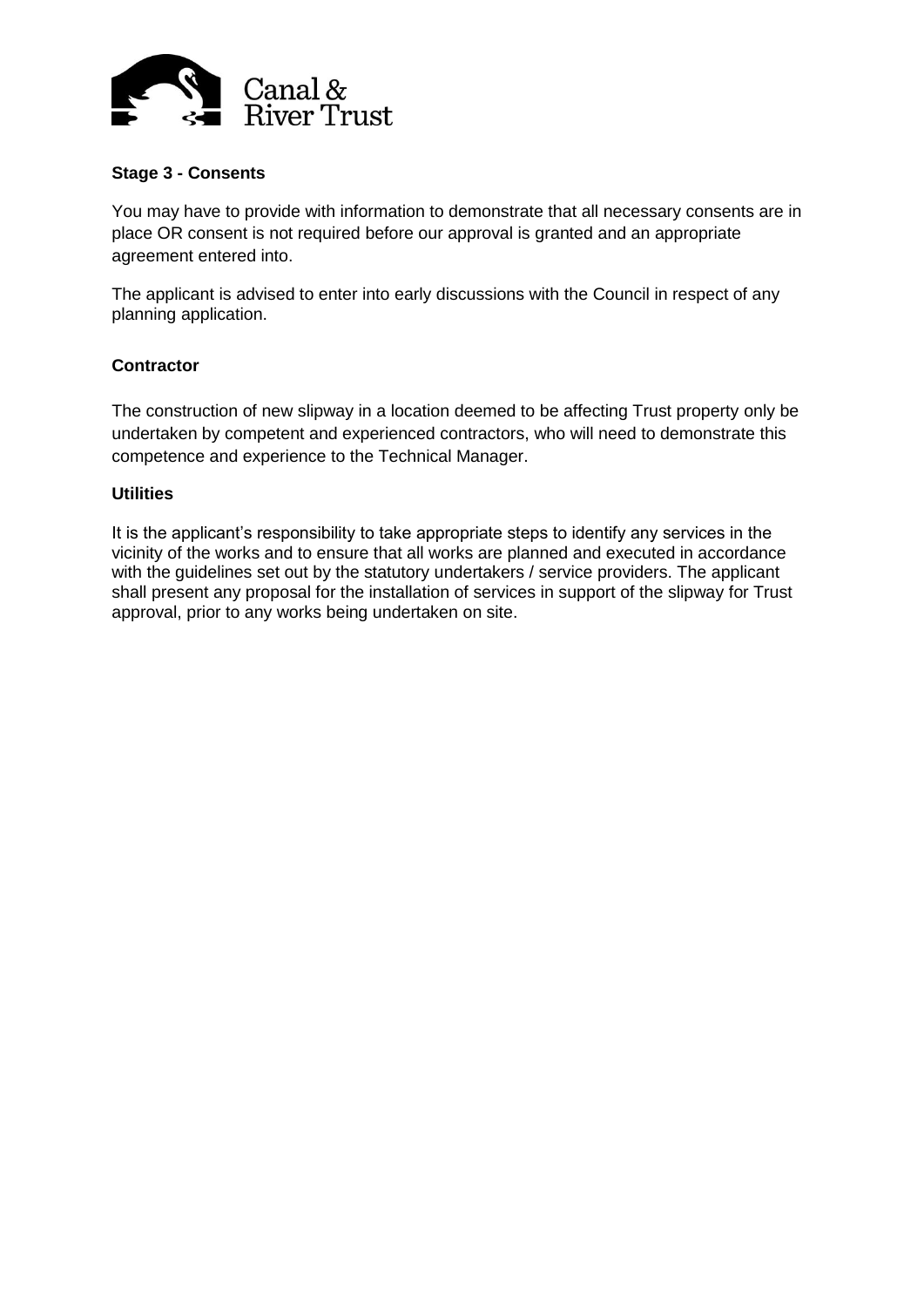**Stage 3 - Consents**

You may have to provide with information to demonstrate that all necessary consents are in place OR consent is not required before our approval is granted and an appropriate agreement entered into.

The applicant is advised to enter into early discussions with the Council in respect of any planning application.

**Contractor**

The construction of new slipway in a location deemed to be affecting Trust property only be undertaken by competent and experienced contractors, who will need to demonstrate this competence and experience to the Technical Manager.

**Utilities**

It is the applicant's responsibility to take appropriate steps to identify any services in the vicinity of the works and to ensure that all works are planned and executed in accordance with the guidelines set out by the statutory undertakers / service providers. The applicant shall present any proposal for the installation of services in support of the slipway for Trust approval, prior to any works being undertaken on site.